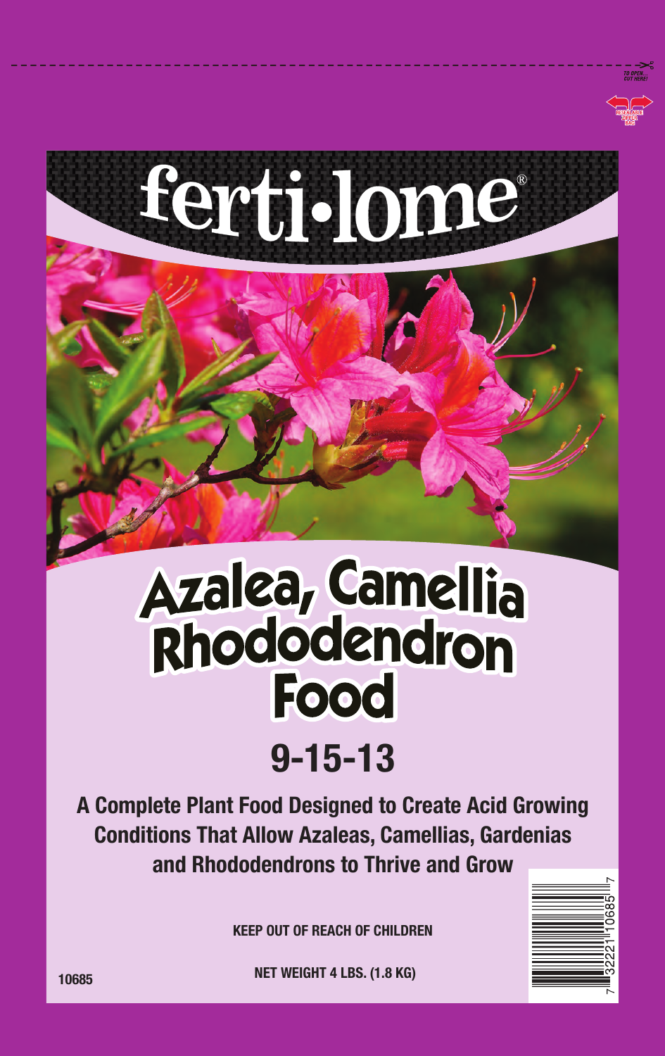TO OPEN... CUT HERE!

RESEALABLE ZIPPER BAG

# ferti•lome®

# Azalea, Camellia Rhododendron Food

## 9-15-13

**A Complete Plant Food Designed to Create Acid Growing Conditions That Allow Azaleas, Camellias, Gardenias and Rhododendrons to Thrive and Grow**

**KEEP OUT OF REACH OF CHILDREN**

**NET WEIGHT 4 LBS. (1.8 KG)**

10685

7 32221 10685 7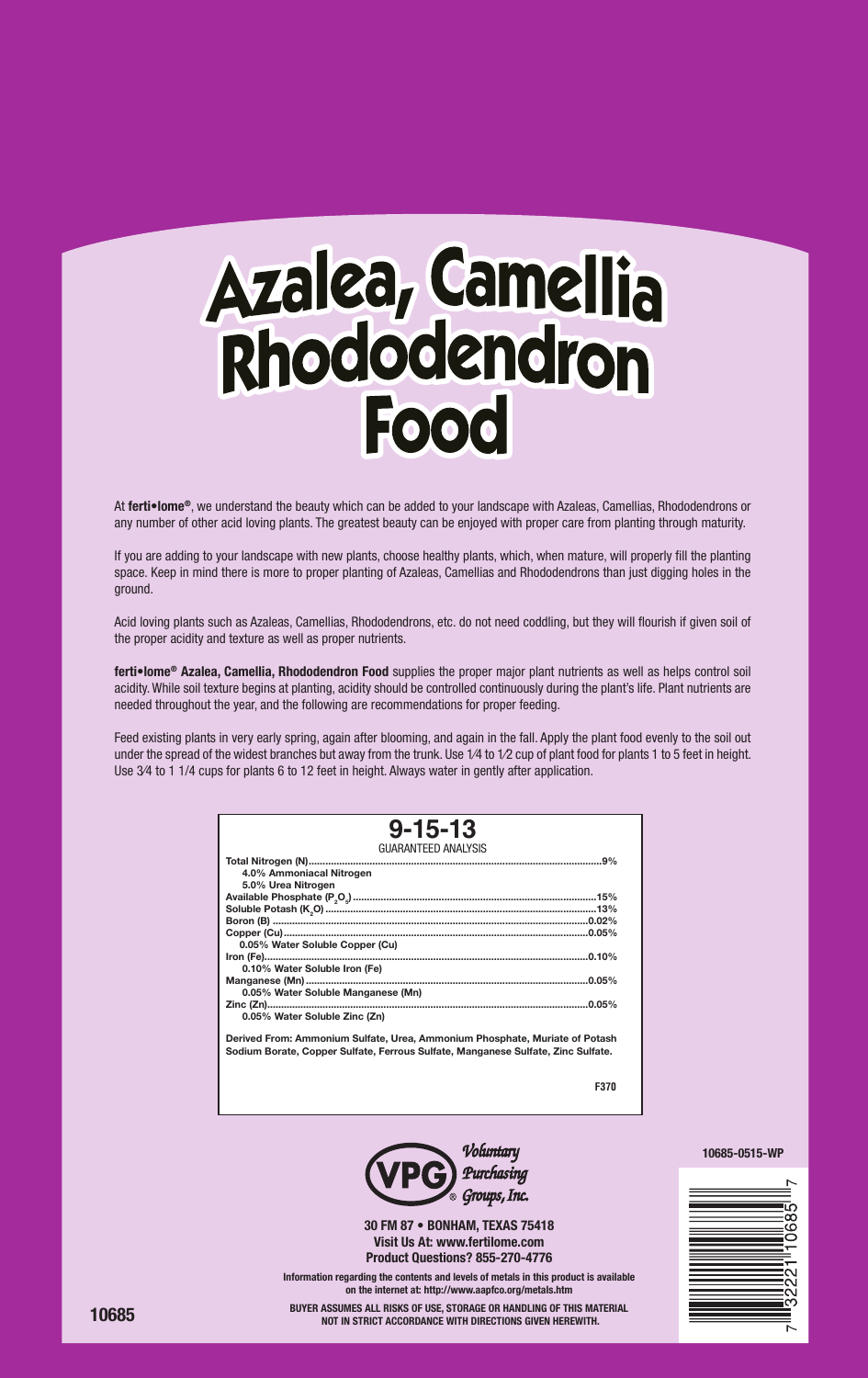# Azalea, Camellia Rhododendron Food

At **ferti•lome®**, we understand the beauty which can be added to your landscape with Azaleas, Camellias, Rhododendrons or any number of other acid loving plants. The greatest beauty can be enjoyed with proper care from planting through maturity.

If you are adding to your landscape with new plants, choose healthy plants, which, when mature, will properly fill the planting space. Keep in mind there is more to proper planting of Azaleas, Camellias and Rhododendrons than just digging holes in the ground.

Acid loving plants such as Azaleas, Camellias, Rhododendrons, etc. do not need coddling, but they will flourish if given soil of the proper acidity and texture as well as proper nutrients.

**ferti•lome® Azalea, Camellia, Rhododendron Food** supplies the proper major plant nutrients as well as helps control soil acidity. While soil texture begins at planting, acidity should be controlled continuously during the plant's life. Plant nutrients are needed throughout the year, and the following are recommendations for proper feeding.

Feed existing plants in very early spring, again after blooming, and again in the fall. Apply the plant food evenly to the soil out under the spread of the widest branches but away from the trunk. Use 1⁄4 to 1⁄2 cup of plant food for plants 1 to 5 feet in height. Use 3⁄4 to 1 1/4 cups for plants 6 to 12 feet in height. Always water in gently after application.

## 9-15-13

GUARANTEED ANALYSIS

| | |
|---|---|
| **Total Nitrogen (N)** | **9%** |
| **4.0% Ammoniacal Nitrogen** | |
| **5.0% Urea Nitrogen** | |
| **Available Phosphate ($P_2O_5$)** | **15%** |
| **Soluble Potash ($K_2O$)** | **13%** |
| **Boron (B)** | **0.02%** |
| **Copper (Cu)** | **0.05%** |
| **0.05% Water Soluble Copper (Cu)** | |
| **Iron (Fe)** | **0.10%** |
| **0.10% Water Soluble Iron (Fe)** | |
| **Manganese (Mn)** | **0.05%** |
| **0.05% Water Soluble Manganese (Mn)** | |
| **Zinc (Zn)** | **0.05%** |
| **0.05% Water Soluble Zinc (Zn)** | |

**Derived From: Ammonium Sulfate, Urea, Ammonium Phosphate, Muriate of Potash Sodium Borate, Copper Sulfate, Ferrous Sulfate, Manganese Sulfate, Zinc Sulfate.**

**F370**

VPG® Voluntary Purchasing Groups, Inc.

**30 FM 87 • BONHAM, TEXAS 75418**
**Visit Us At: www.fertilome.com**
**Product Questions? 855-270-4776**

**Information regarding the contents and levels of metals in this product is available on the internet at: http://www.aapfco.org/metals.htm**

**BUYER ASSUMES ALL RISKS OF USE, STORAGE OR HANDLING OF THIS MATERIAL NOT IN STRICT ACCORDANCE WITH DIRECTIONS GIVEN HEREWITH.**

**10685-0515-WP**

7 32221 10685 7

**10685**